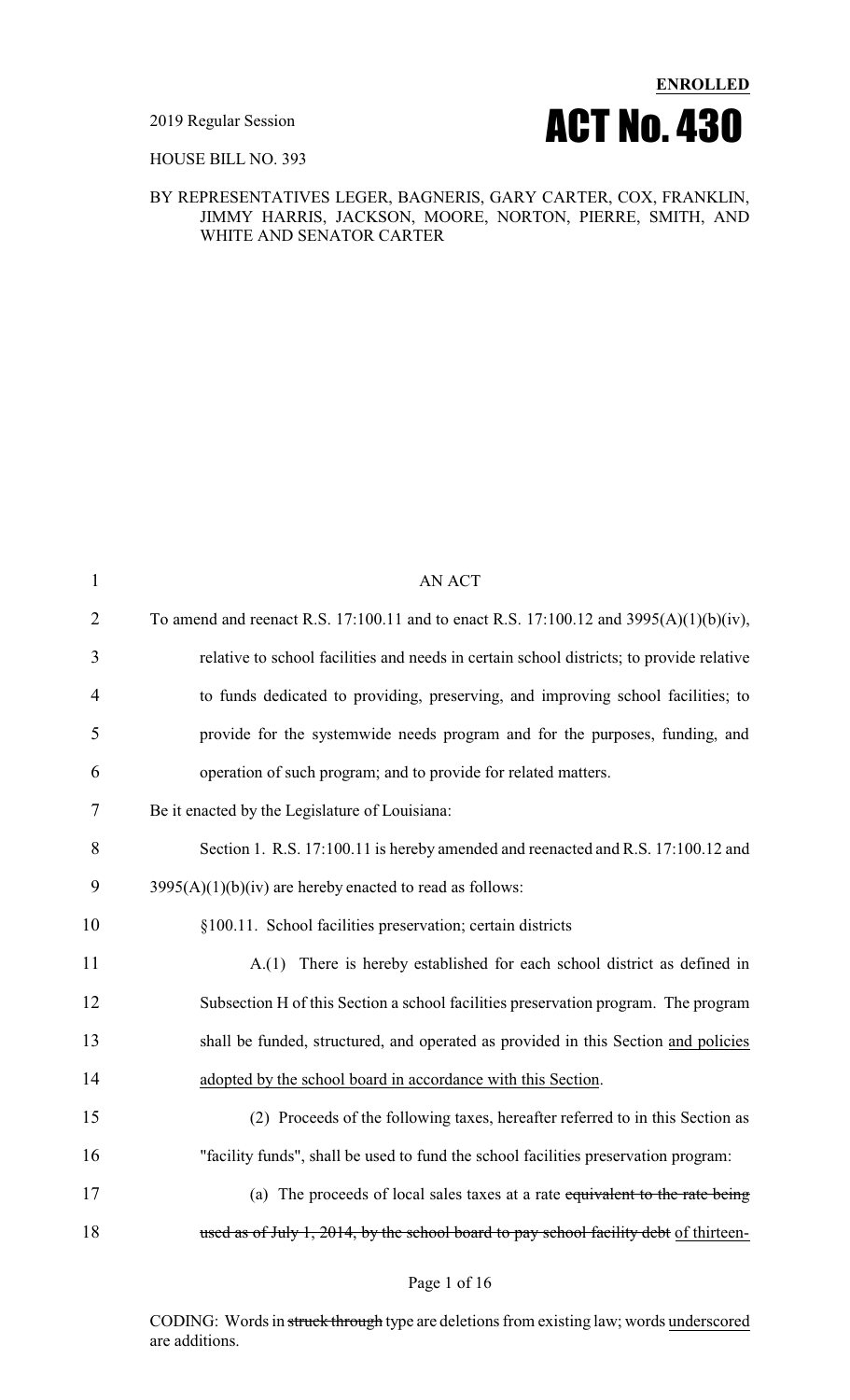ENROLLED

2019 Regular Session

# ACT No. 430

HOUSE BILL NO. 393

BY REPRESENTATIVES LEGER, BAGNERIS, GARY CARTER, COX, FRANKLIN, JIMMY HARRIS, JACKSON, MOORE, NORTON, PIERRE, SMITH, AND WHITE AND SENATOR CARTER

AN ACT

To amend and reenact R.S. 17:100.11 and to enact R.S. 17:100.12 and 3995(A)(1)(b)(iv), relative to school facilities and needs in certain school districts; to provide relative to funds dedicated to providing, preserving, and improving school facilities; to provide for the systemwide needs program and for the purposes, funding, and operation of such program; and to provide for related matters.

Be it enacted by the Legislature of Louisiana:

Section 1. R.S. 17:100.11 is hereby amended and reenacted and R.S. 17:100.12 and 3995(A)(1)(b)(iv) are hereby enacted to read as follows:

§100.11. School facilities preservation; certain districts

A.(1) There is hereby established for each school district as defined in Subsection H of this Section a school facilities preservation program. The program shall be funded, structured, and operated as provided in this Section <u>and policies adopted by the school board in accordance with this Section</u>.

(2) Proceeds of the following taxes, hereafter referred to in this Section as "facility funds", shall be used to fund the school facilities preservation program:

(a) The proceeds of local sales taxes at a rate ~~equivalent to the rate being used as of July 1, 2014, by the school board to pay school facility debt~~ <u>of thirteen-</u>

CODING: Words in ~~struck through~~ type are deletions from existing law; words <u>underscored</u> are additions.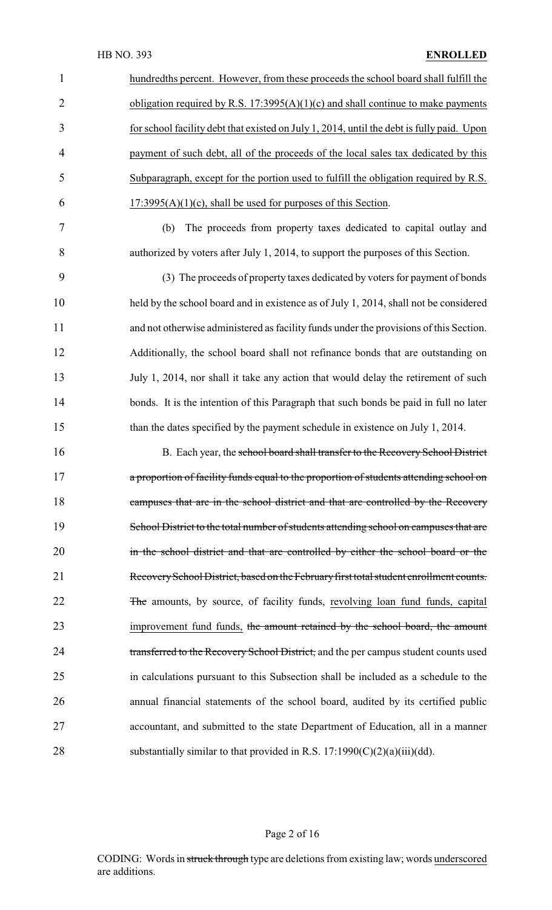hundredths percent. However, from these proceeds the school board shall fulfill the obligation required by R.S. 17:3995(A)(1)(c) and shall continue to make payments for school facility debt that existed on July 1, 2014, until the debt is fully paid. Upon payment of such debt, all of the proceeds of the local sales tax dedicated by this Subparagraph, except for the portion used to fulfill the obligation required by R.S. 17:3995(A)(1)(c), shall be used for purposes of this Section.

(b) The proceeds from property taxes dedicated to capital outlay and authorized by voters after July 1, 2014, to support the purposes of this Section.

(3) The proceeds of property taxes dedicated by voters for payment of bonds held by the school board and in existence as of July 1, 2014, shall not be considered and not otherwise administered as facility funds under the provisions of this Section. Additionally, the school board shall not refinance bonds that are outstanding on July 1, 2014, nor shall it take any action that would delay the retirement of such bonds. It is the intention of this Paragraph that such bonds be paid in full no later than the dates specified by the payment schedule in existence on July 1, 2014.

B. Each year, the ~~school board shall transfer to the Recovery School District a proportion of facility funds equal to the proportion of students attending school on campuses that are in the school district and that are controlled by the Recovery School District to the total number of students attending school on campuses that are in the school district and that are controlled by either the school board or the Recovery School District, based on the February first total student enrollment counts. The~~ amounts, by source, of facility funds, revolving loan fund funds, capital improvement fund funds, ~~the amount retained by the school board, the amount transferred to the Recovery School District,~~ and the per campus student counts used in calculations pursuant to this Subsection shall be included as a schedule to the annual financial statements of the school board, audited by its certified public accountant, and submitted to the state Department of Education, all in a manner substantially similar to that provided in R.S. 17:1990(C)(2)(a)(iii)(dd).

CODING: Words in ~~struck through~~ type are deletions from existing law; words underscored are additions.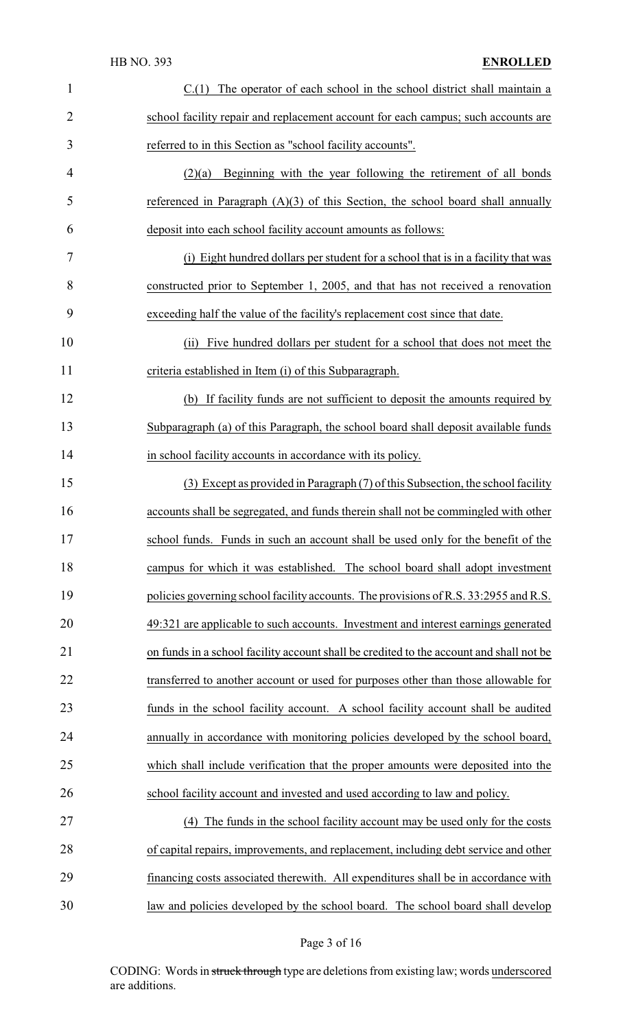C.(1) The operator of each school in the school district shall maintain a school facility repair and replacement account for each campus; such accounts are referred to in this Section as "school facility accounts".

(2)(a) Beginning with the year following the retirement of all bonds referenced in Paragraph (A)(3) of this Section, the school board shall annually deposit into each school facility account amounts as follows:

(i) Eight hundred dollars per student for a school that is in a facility that was constructed prior to September 1, 2005, and that has not received a renovation exceeding half the value of the facility's replacement cost since that date.

(ii) Five hundred dollars per student for a school that does not meet the criteria established in Item (i) of this Subparagraph.

(b) If facility funds are not sufficient to deposit the amounts required by Subparagraph (a) of this Paragraph, the school board shall deposit available funds in school facility accounts in accordance with its policy.

(3) Except as provided in Paragraph (7) of this Subsection, the school facility accounts shall be segregated, and funds therein shall not be commingled with other school funds. Funds in such an account shall be used only for the benefit of the campus for which it was established. The school board shall adopt investment policies governing school facility accounts. The provisions of R.S. 33:2955 and R.S. 49:321 are applicable to such accounts. Investment and interest earnings generated on funds in a school facility account shall be credited to the account and shall not be transferred to another account or used for purposes other than those allowable for funds in the school facility account. A school facility account shall be audited annually in accordance with monitoring policies developed by the school board, which shall include verification that the proper amounts were deposited into the school facility account and invested and used according to law and policy.

(4) The funds in the school facility account may be used only for the costs of capital repairs, improvements, and replacement, including debt service and other financing costs associated therewith. All expenditures shall be in accordance with law and policies developed by the school board. The school board shall develop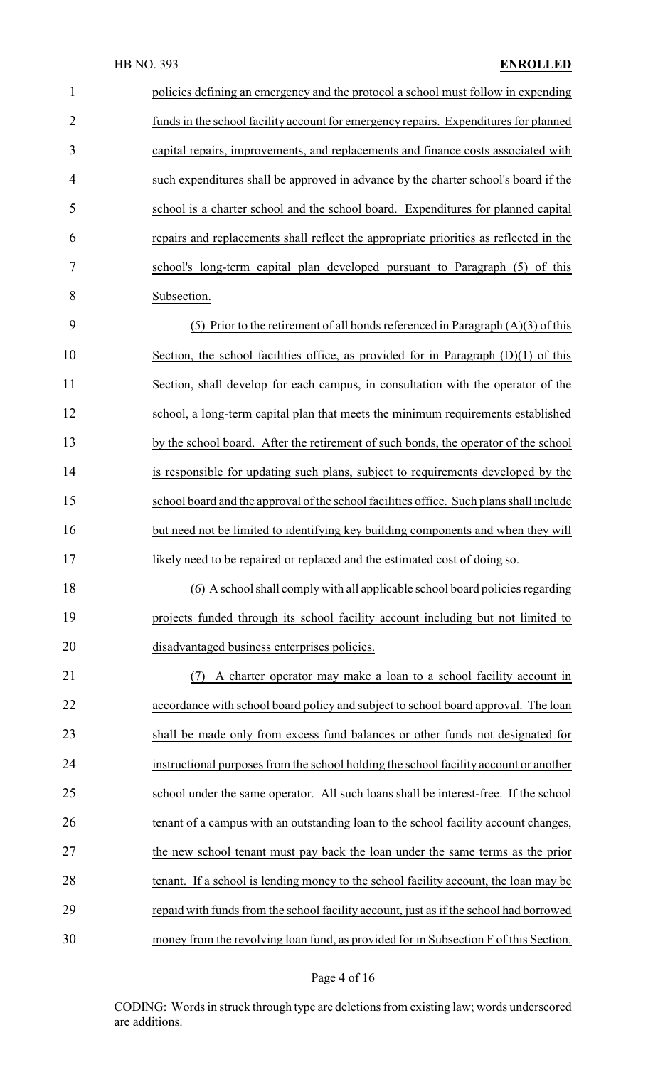policies defining an emergency and the protocol a school must follow in expending funds in the school facility account for emergency repairs. Expenditures for planned capital repairs, improvements, and replacements and finance costs associated with such expenditures shall be approved in advance by the charter school's board if the school is a charter school and the school board. Expenditures for planned capital repairs and replacements shall reflect the appropriate priorities as reflected in the school's long-term capital plan developed pursuant to Paragraph (5) of this Subsection.

(5) Prior to the retirement of all bonds referenced in Paragraph (A)(3) of this Section, the school facilities office, as provided for in Paragraph (D)(1) of this Section, shall develop for each campus, in consultation with the operator of the school, a long-term capital plan that meets the minimum requirements established by the school board. After the retirement of such bonds, the operator of the school is responsible for updating such plans, subject to requirements developed by the school board and the approval of the school facilities office. Such plans shall include but need not be limited to identifying key building components and when they will likely need to be repaired or replaced and the estimated cost of doing so.

(6) A school shall comply with all applicable school board policies regarding projects funded through its school facility account including but not limited to disadvantaged business enterprises policies.

(7) A charter operator may make a loan to a school facility account in accordance with school board policy and subject to school board approval. The loan shall be made only from excess fund balances or other funds not designated for instructional purposes from the school holding the school facility account or another school under the same operator. All such loans shall be interest-free. If the school tenant of a campus with an outstanding loan to the school facility account changes, the new school tenant must pay back the loan under the same terms as the prior tenant. If a school is lending money to the school facility account, the loan may be repaid with funds from the school facility account, just as if the school had borrowed money from the revolving loan fund, as provided for in Subsection F of this Section.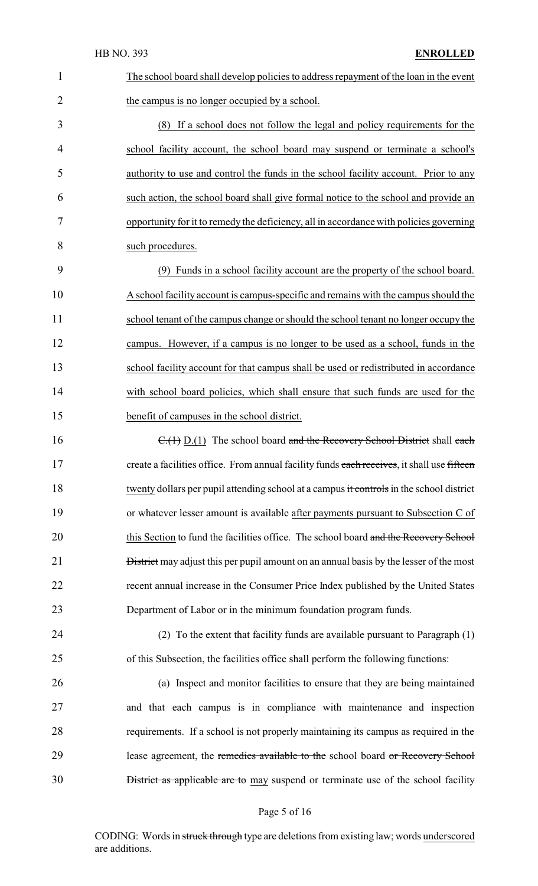The school board shall develop policies to address repayment of the loan in the event the campus is no longer occupied by a school.

(8) If a school does not follow the legal and policy requirements for the school facility account, the school board may suspend or terminate a school's authority to use and control the funds in the school facility account. Prior to any such action, the school board shall give formal notice to the school and provide an opportunity for it to remedy the deficiency, all in accordance with policies governing such procedures.

(9) Funds in a school facility account are the property of the school board. A school facility account is campus-specific and remains with the campus should the school tenant of the campus change or should the school tenant no longer occupy the campus. However, if a campus is no longer to be used as a school, funds in the school facility account for that campus shall be used or redistributed in accordance with school board policies, which shall ensure that such funds are used for the benefit of campuses in the school district.

~~C.(1)~~ D.(1) The school board ~~and the Recovery School District~~ shall ~~each~~ create a facilities office. From annual facility funds ~~each receives~~, it shall use ~~fifteen~~ twenty dollars per pupil attending school at a campus ~~it controls~~ in the school district or whatever lesser amount is available after payments pursuant to Subsection C of this Section to fund the facilities office. The school board ~~and the Recovery School District~~ may adjust this per pupil amount on an annual basis by the lesser of the most recent annual increase in the Consumer Price Index published by the United States Department of Labor or in the minimum foundation program funds.

(2) To the extent that facility funds are available pursuant to Paragraph (1) of this Subsection, the facilities office shall perform the following functions:

(a) Inspect and monitor facilities to ensure that they are being maintained and that each campus is in compliance with maintenance and inspection requirements. If a school is not properly maintaining its campus as required in the lease agreement, the ~~remedies available to the~~ school board ~~or Recovery School District as applicable are to~~ may suspend or terminate use of the school facility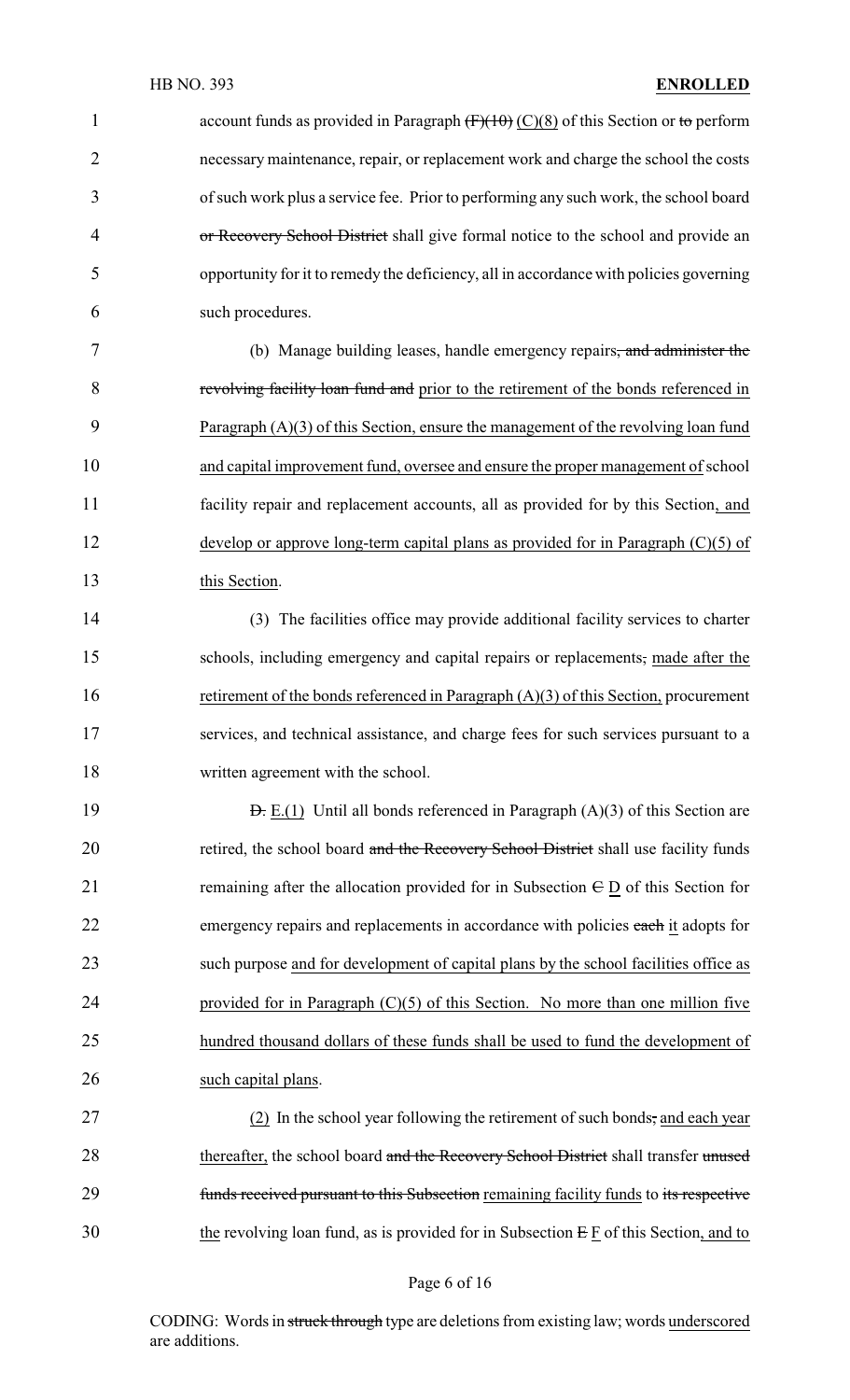account funds as provided in Paragraph ~~(F)(10)~~ <u>(C)(8)</u> of this Section or ~~to~~ perform necessary maintenance, repair, or replacement work and charge the school the costs of such work plus a service fee. Prior to performing any such work, the school board ~~or Recovery School District~~ shall give formal notice to the school and provide an opportunity for it to remedy the deficiency, all in accordance with policies governing such procedures.

(b) Manage building leases, handle emergency repairs~~, and administer the revolving facility loan fund and~~ <u>prior to the retirement of the bonds referenced in Paragraph (A)(3) of this Section, ensure the management of the revolving loan fund and capital improvement fund,</u> oversee and ensure the proper management of school facility repair and replacement accounts, all as provided for by this Section<u>, and develop or approve long-term capital plans as provided for in Paragraph (C)(5) of this Section</u>.

(3) The facilities office may provide additional facility services to charter schools, including emergency and capital repairs or replacements~~,~~ <u>made after the retirement of the bonds referenced in Paragraph (A)(3) of this Section,</u> procurement services, and technical assistance, and charge fees for such services pursuant to a written agreement with the school.

~~D.~~ <u>E.(1)</u> Until all bonds referenced in Paragraph (A)(3) of this Section are retired, the school board ~~and the Recovery School District~~ shall use facility funds remaining after the allocation provided for in Subsection ~~C~~ <u>D</u> of this Section for emergency repairs and replacements in accordance with policies ~~each~~ <u>it</u> adopts for such purpose <u>and for development of capital plans by the school facilities office as provided for in Paragraph (C)(5) of this Section. No more than one million five hundred thousand dollars of these funds shall be used to fund the development of such capital plans</u>.

<u>(2)</u> In the school year following the retirement of such bonds~~,~~ <u>and each year thereafter,</u> the school board ~~and the Recovery School District~~ shall transfer ~~unused funds received pursuant to this Subsection~~ <u>remaining facility funds</u> to ~~its respective~~ <u>the</u> revolving loan fund, as is provided for in Subsection ~~E~~ <u>F</u> of this Section<u>, and to</u>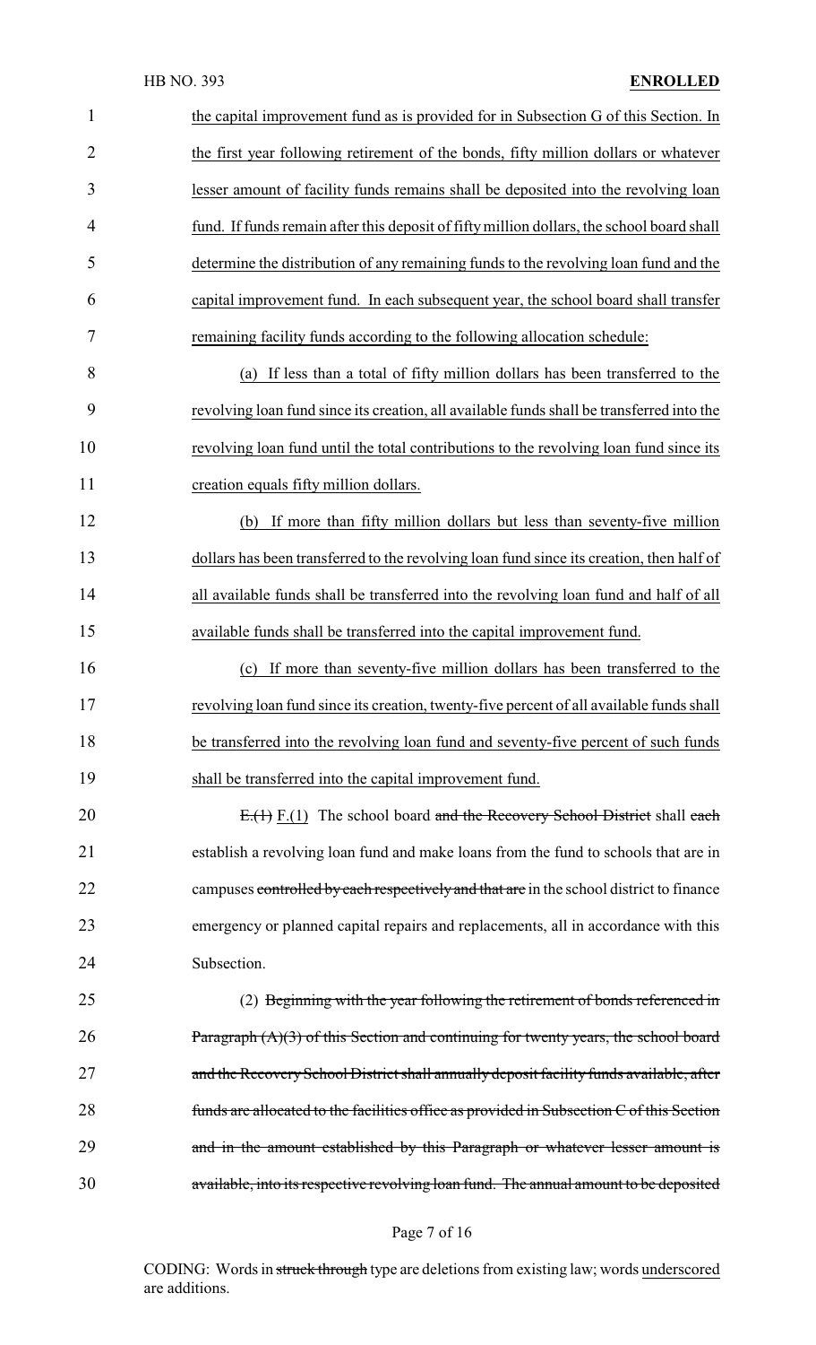the capital improvement fund as is provided for in Subsection G of this Section. In the first year following retirement of the bonds, fifty million dollars or whatever lesser amount of facility funds remains shall be deposited into the revolving loan fund. If funds remain after this deposit of fifty million dollars, the school board shall determine the distribution of any remaining funds to the revolving loan fund and the capital improvement fund. In each subsequent year, the school board shall transfer remaining facility funds according to the following allocation schedule:

(a) If less than a total of fifty million dollars has been transferred to the revolving loan fund since its creation, all available funds shall be transferred into the revolving loan fund until the total contributions to the revolving loan fund since its creation equals fifty million dollars.

(b) If more than fifty million dollars but less than seventy-five million dollars has been transferred to the revolving loan fund since its creation, then half of all available funds shall be transferred into the revolving loan fund and half of all available funds shall be transferred into the capital improvement fund.

(c) If more than seventy-five million dollars has been transferred to the revolving loan fund since its creation, twenty-five percent of all available funds shall be transferred into the revolving loan fund and seventy-five percent of such funds shall be transferred into the capital improvement fund.

~~E.(1)~~ F.(1) The school board ~~and the Recovery School District~~ shall ~~each~~ establish a revolving loan fund and make loans from the fund to schools that are in campuses ~~controlled by each respectively and that are~~ in the school district to finance emergency or planned capital repairs and replacements, all in accordance with this Subsection.

(2) ~~Beginning with the year following the retirement of bonds referenced in Paragraph (A)(3) of this Section and continuing for twenty years, the school board and the Recovery School District shall annually deposit facility funds available, after funds are allocated to the facilities office as provided in Subsection C of this Section and in the amount established by this Paragraph or whatever lesser amount is available, into its respective revolving loan fund. The annual amount to be deposited~~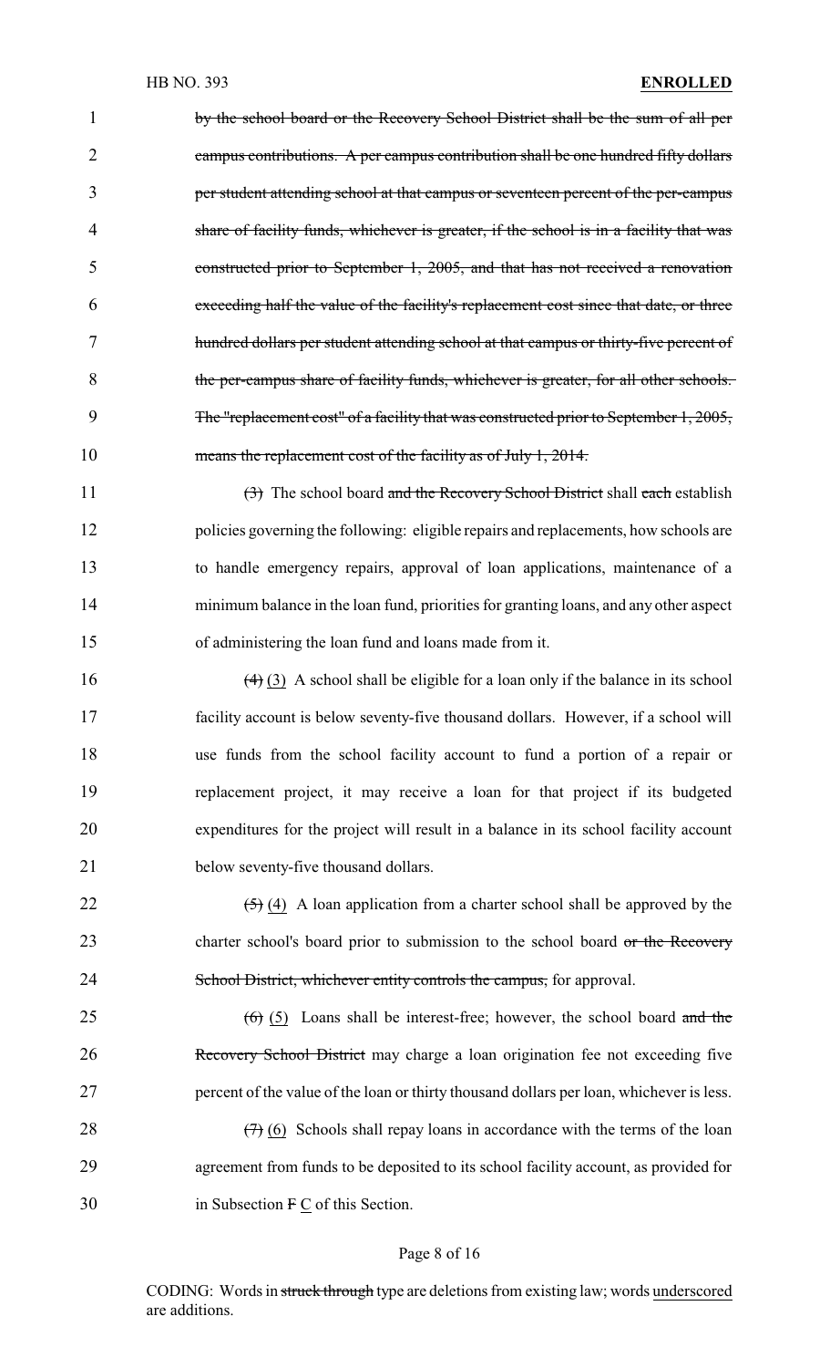by the school board or the Recovery School District shall be the sum of all per campus contributions. A per campus contribution shall be one hundred fifty dollars per student attending school at that campus or seventeen percent of the per-campus share of facility funds, whichever is greater, if the school is in a facility that was constructed prior to September 1, 2005, and that has not received a renovation exceeding half the value of the facility's replacement cost since that date, or three hundred dollars per student attending school at that campus or thirty-five percent of the per-campus share of facility funds, whichever is greater, for all other schools. The "replacement cost" of a facility that was constructed prior to September 1, 2005, means the replacement cost of the facility as of July 1, 2014.

~~(3)~~ The school board ~~and the Recovery School District~~ shall ~~each~~ establish policies governing the following: eligible repairs and replacements, how schools are to handle emergency repairs, approval of loan applications, maintenance of a minimum balance in the loan fund, priorities for granting loans, and any other aspect of administering the loan fund and loans made from it.

~~(4)~~ (3) A school shall be eligible for a loan only if the balance in its school facility account is below seventy-five thousand dollars. However, if a school will use funds from the school facility account to fund a portion of a repair or replacement project, it may receive a loan for that project if its budgeted expenditures for the project will result in a balance in its school facility account below seventy-five thousand dollars.

~~(5)~~ (4) A loan application from a charter school shall be approved by the charter school's board prior to submission to the school board ~~or the Recovery School District, whichever entity controls the campus,~~ for approval.

~~(6)~~ (5) Loans shall be interest-free; however, the school board ~~and the Recovery School District~~ may charge a loan origination fee not exceeding five percent of the value of the loan or thirty thousand dollars per loan, whichever is less.

~~(7)~~ (6) Schools shall repay loans in accordance with the terms of the loan agreement from funds to be deposited to its school facility account, as provided for in Subsection ~~F~~ C of this Section.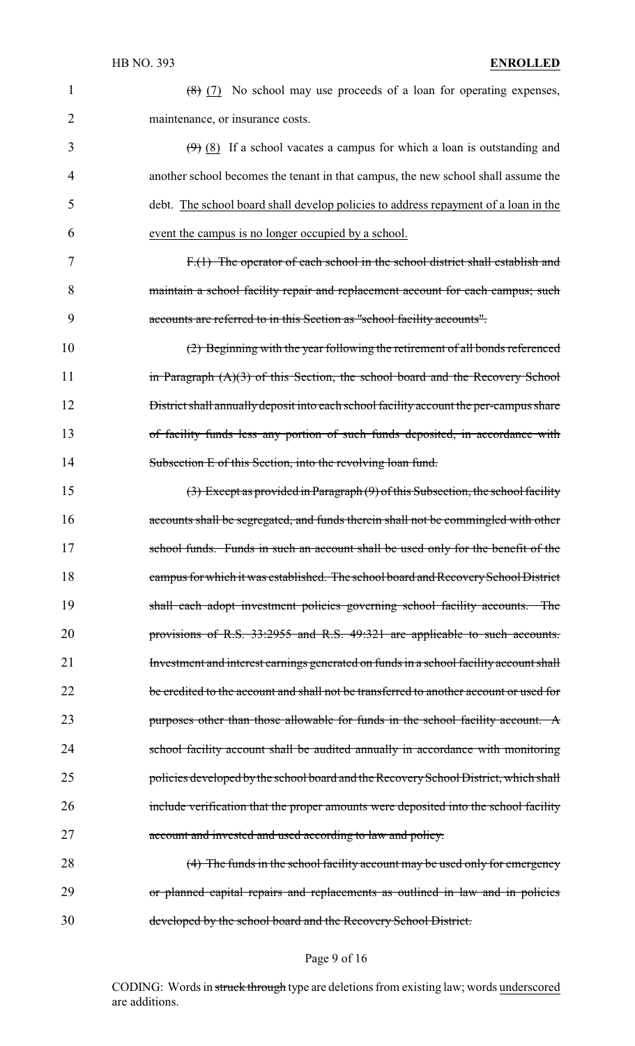~~(8)~~ <u>(7)</u> No school may use proceeds of a loan for operating expenses, maintenance, or insurance costs.

~~(9)~~ <u>(8)</u> If a school vacates a campus for which a loan is outstanding and another school becomes the tenant in that campus, the new school shall assume the debt. <u>The school board shall develop policies to address repayment of a loan in the event the campus is no longer occupied by a school.</u>

~~F.(1) The operator of each school in the school district shall establish and maintain a school facility repair and replacement account for each campus; such accounts are referred to in this Section as "school facility accounts".~~

~~(2) Beginning with the year following the retirement of all bonds referenced in Paragraph (A)(3) of this Section, the school board and the Recovery School District shall annually deposit into each school facility account the per-campus share of facility funds less any portion of such funds deposited, in accordance with Subsection E of this Section, into the revolving loan fund.~~

~~(3) Except as provided in Paragraph (9) of this Subsection, the school facility accounts shall be segregated, and funds therein shall not be commingled with other school funds. Funds in such an account shall be used only for the benefit of the campus for which it was established. The school board and Recovery School District shall each adopt investment policies governing school facility accounts. The provisions of R.S. 33:2955 and R.S. 49:321 are applicable to such accounts. Investment and interest earnings generated on funds in a school facility account shall be credited to the account and shall not be transferred to another account or used for purposes other than those allowable for funds in the school facility account. A school facility account shall be audited annually in accordance with monitoring policies developed by the school board and the Recovery School District, which shall include verification that the proper amounts were deposited into the school facility account and invested and used according to law and policy.~~

~~(4) The funds in the school facility account may be used only for emergency or planned capital repairs and replacements as outlined in law and in policies developed by the school board and the Recovery School District.~~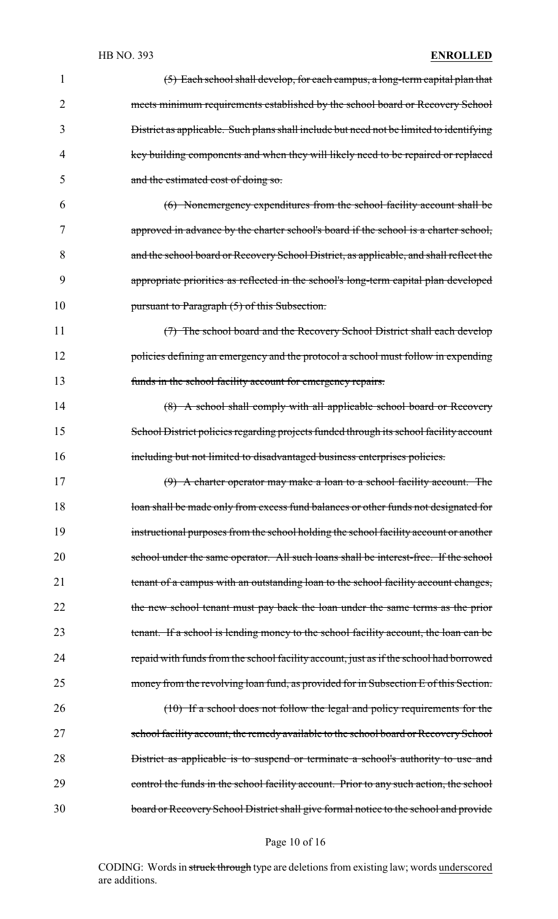~~(5) Each school shall develop, for each campus, a long-term capital plan that meets minimum requirements established by the school board or Recovery School District as applicable. Such plans shall include but need not be limited to identifying key building components and when they will likely need to be repaired or replaced and the estimated cost of doing so.~~

~~(6) Nonemergency expenditures from the school facility account shall be approved in advance by the charter school's board if the school is a charter school, and the school board or Recovery School District, as applicable, and shall reflect the appropriate priorities as reflected in the school's long-term capital plan developed pursuant to Paragraph (5) of this Subsection.~~

~~(7) The school board and the Recovery School District shall each develop policies defining an emergency and the protocol a school must follow in expending funds in the school facility account for emergency repairs.~~

~~(8) A school shall comply with all applicable school board or Recovery School District policies regarding projects funded through its school facility account including but not limited to disadvantaged business enterprises policies.~~

~~(9) A charter operator may make a loan to a school facility account. The loan shall be made only from excess fund balances or other funds not designated for instructional purposes from the school holding the school facility account or another school under the same operator. All such loans shall be interest-free. If the school tenant of a campus with an outstanding loan to the school facility account changes, the new school tenant must pay back the loan under the same terms as the prior tenant. If a school is lending money to the school facility account, the loan can be repaid with funds from the school facility account, just as if the school had borrowed money from the revolving loan fund, as provided for in Subsection E of this Section.~~

~~(10) If a school does not follow the legal and policy requirements for the school facility account, the remedy available to the school board or Recovery School District as applicable is to suspend or terminate a school's authority to use and control the funds in the school facility account. Prior to any such action, the school board or Recovery School District shall give formal notice to the school and provide~~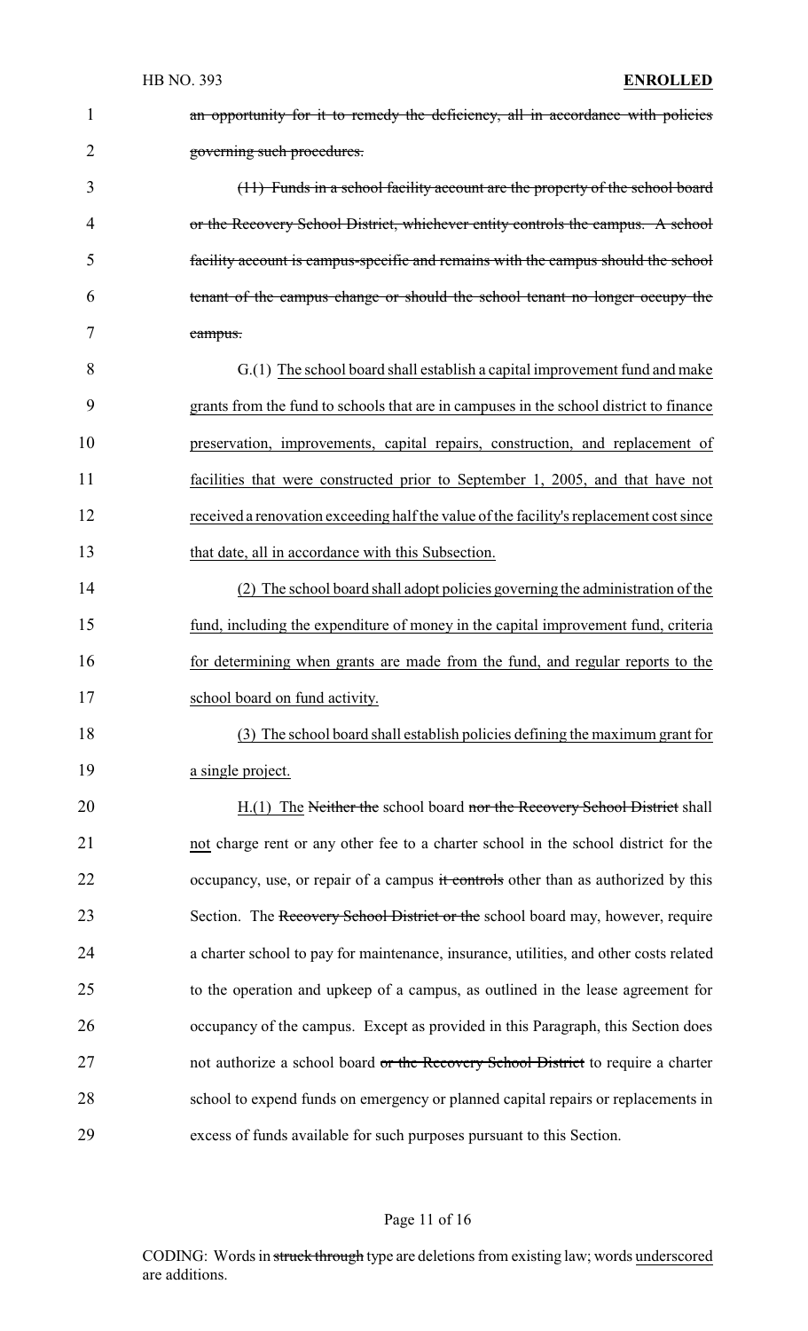an opportunity for it to remedy the deficiency, all in accordance with policies governing such procedures.

(11) Funds in a school facility account are the property of the school board or the Recovery School District, whichever entity controls the campus. A school facility account is campus-specific and remains with the campus should the school tenant of the campus change or should the school tenant no longer occupy the campus.

G.(1) The school board shall establish a capital improvement fund and make grants from the fund to schools that are in campuses in the school district to finance preservation, improvements, capital repairs, construction, and replacement of facilities that were constructed prior to September 1, 2005, and that have not received a renovation exceeding half the value of the facility's replacement cost since that date, all in accordance with this Subsection.

(2) The school board shall adopt policies governing the administration of the fund, including the expenditure of money in the capital improvement fund, criteria for determining when grants are made from the fund, and regular reports to the school board on fund activity.

(3) The school board shall establish policies defining the maximum grant for a single project.

H.(1) The Neither the school board nor the Recovery School District shall not charge rent or any other fee to a charter school in the school district for the occupancy, use, or repair of a campus it controls other than as authorized by this Section. The Recovery School District or the school board may, however, require a charter school to pay for maintenance, insurance, utilities, and other costs related to the operation and upkeep of a campus, as outlined in the lease agreement for occupancy of the campus. Except as provided in this Paragraph, this Section does not authorize a school board or the Recovery School District to require a charter school to expend funds on emergency or planned capital repairs or replacements in excess of funds available for such purposes pursuant to this Section.

CODING: Words in struck through type are deletions from existing law; words underscored are additions.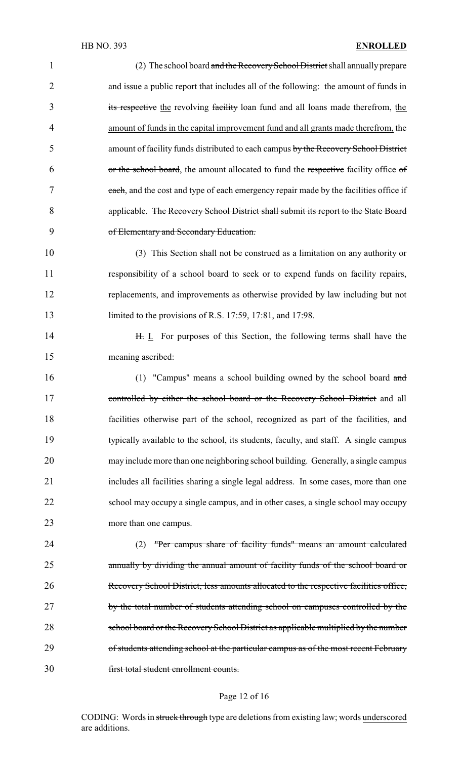(2) The school board ~~and the Recovery School District~~ shall annually prepare and issue a public report that includes all of the following: the amount of funds in ~~its respective~~ the revolving ~~facility~~ loan fund and all loans made therefrom, the amount of funds in the capital improvement fund and all grants made therefrom, the amount of facility funds distributed to each campus ~~by the Recovery School District or the school board~~, the amount allocated to fund the ~~respective~~ facility office ~~of each~~, and the cost and type of each emergency repair made by the facilities office if applicable. ~~The Recovery School District shall submit its report to the State Board of Elementary and Secondary Education.~~

(3) This Section shall not be construed as a limitation on any authority or responsibility of a school board to seek or to expend funds on facility repairs, replacements, and improvements as otherwise provided by law including but not limited to the provisions of R.S. 17:59, 17:81, and 17:98.

~~H.~~ I. For purposes of this Section, the following terms shall have the meaning ascribed:

(1) "Campus" means a school building owned by the school board ~~and controlled by either the school board or the Recovery School District~~ and all facilities otherwise part of the school, recognized as part of the facilities, and typically available to the school, its students, faculty, and staff. A single campus may include more than one neighboring school building. Generally, a single campus includes all facilities sharing a single legal address. In some cases, more than one school may occupy a single campus, and in other cases, a single school may occupy more than one campus.

(2) ~~"Per campus share of facility funds" means an amount calculated annually by dividing the annual amount of facility funds of the school board or Recovery School District, less amounts allocated to the respective facilities office, by the total number of students attending school on campuses controlled by the school board or the Recovery School District as applicable multiplied by the number of students attending school at the particular campus as of the most recent February first total student enrollment counts.~~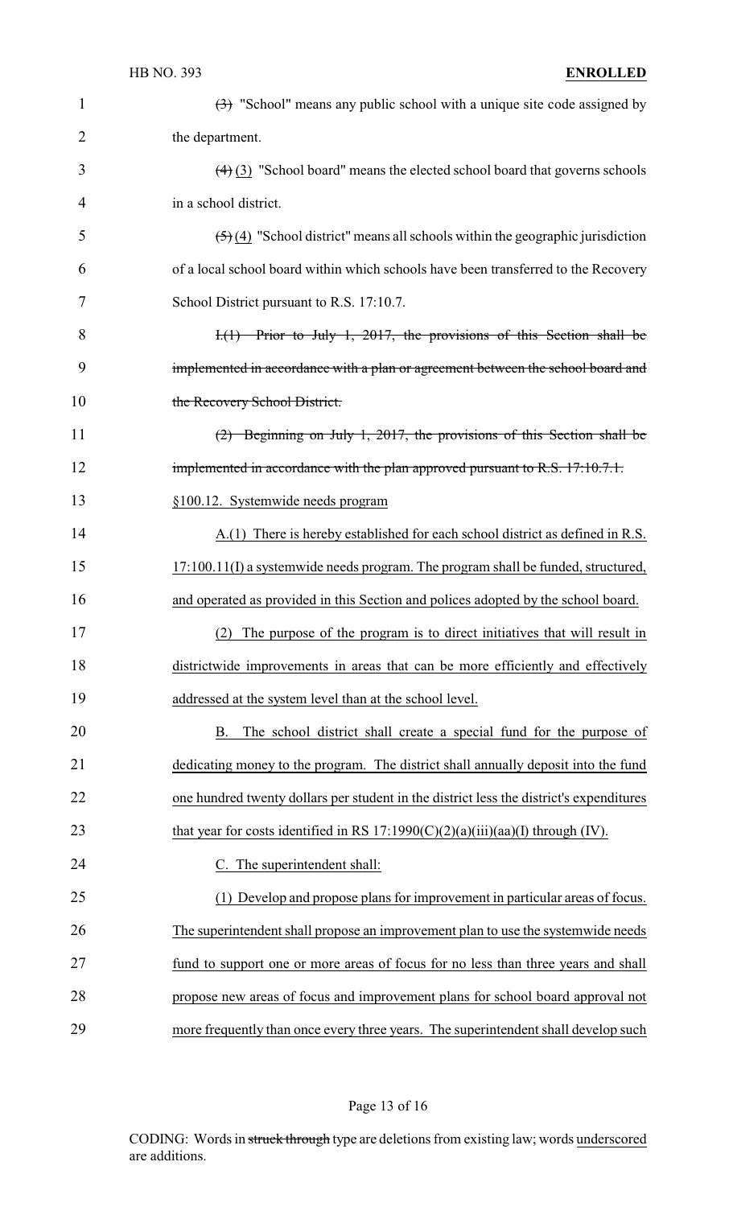~~(3)~~ "School" means any public school with a unique site code assigned by the department.

~~(4)~~ (3) "School board" means the elected school board that governs schools in a school district.

~~(5)~~ (4) "School district" means all schools within the geographic jurisdiction of a local school board within which schools have been transferred to the Recovery School District pursuant to R.S. 17:10.7.

~~I.(1) Prior to July 1, 2017, the provisions of this Section shall be implemented in accordance with a plan or agreement between the school board and the Recovery School District.~~

~~(2) Beginning on July 1, 2017, the provisions of this Section shall be implemented in accordance with the plan approved pursuant to R.S. 17:10.7.1.~~

<u>§100.12. Systemwide needs program</u>

<u>A.(1) There is hereby established for each school district as defined in R.S. 17:100.11(I) a systemwide needs program. The program shall be funded, structured, and operated as provided in this Section and polices adopted by the school board.</u>

<u>(2) The purpose of the program is to direct initiatives that will result in districtwide improvements in areas that can be more efficiently and effectively addressed at the system level than at the school level.</u>

<u>B. The school district shall create a special fund for the purpose of dedicating money to the program. The district shall annually deposit into the fund one hundred twenty dollars per student in the district less the district's expenditures that year for costs identified in RS 17:1990(C)(2)(a)(iii)(aa)(I) through (IV).</u>

<u>C. The superintendent shall:</u>

<u>(1) Develop and propose plans for improvement in particular areas of focus. The superintendent shall propose an improvement plan to use the systemwide needs fund to support one or more areas of focus for no less than three years and shall propose new areas of focus and improvement plans for school board approval not more frequently than once every three years. The superintendent shall develop such</u>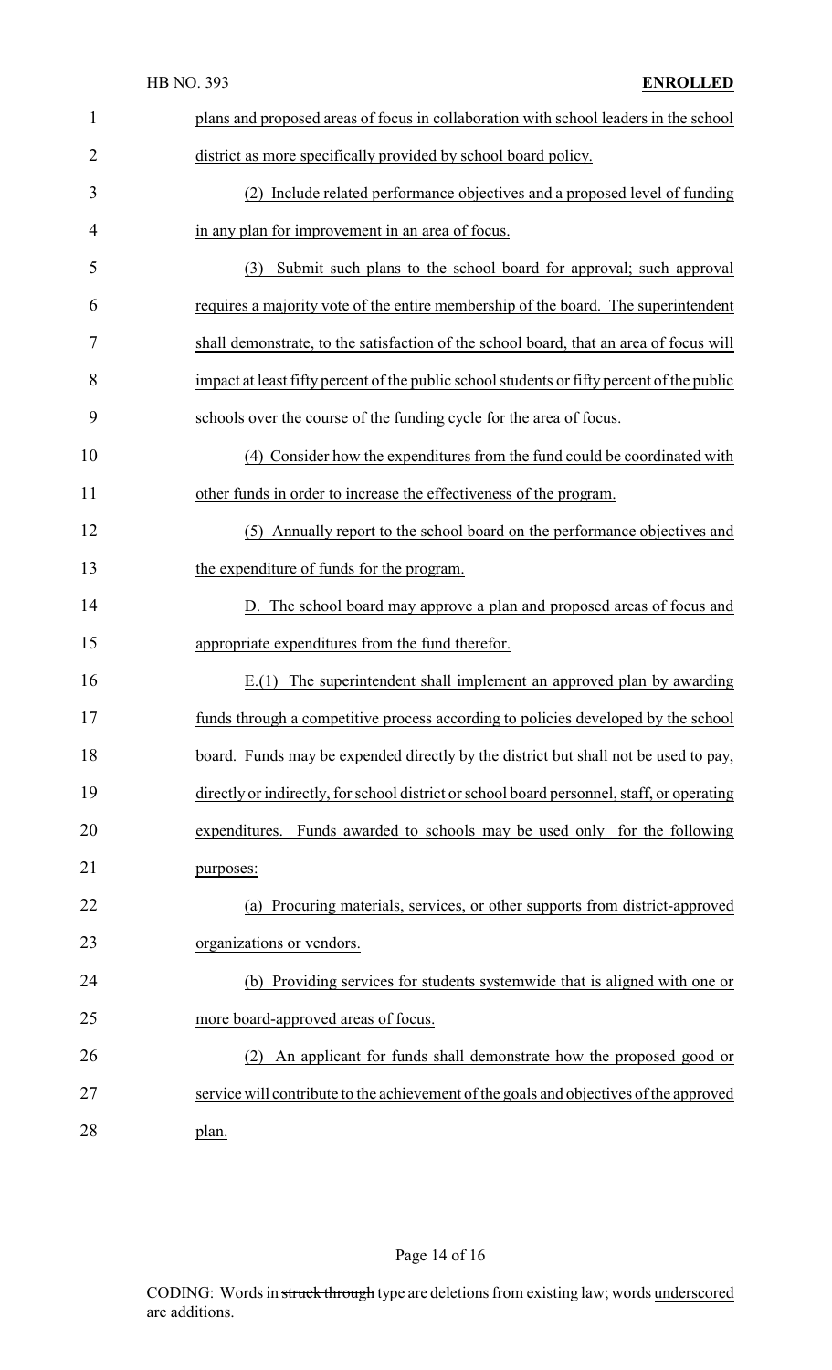plans and proposed areas of focus in collaboration with school leaders in the school district as more specifically provided by school board policy.

(2) Include related performance objectives and a proposed level of funding in any plan for improvement in an area of focus.

(3) Submit such plans to the school board for approval; such approval requires a majority vote of the entire membership of the board. The superintendent shall demonstrate, to the satisfaction of the school board, that an area of focus will impact at least fifty percent of the public school students or fifty percent of the public schools over the course of the funding cycle for the area of focus.

(4) Consider how the expenditures from the fund could be coordinated with other funds in order to increase the effectiveness of the program.

(5) Annually report to the school board on the performance objectives and the expenditure of funds for the program.

D. The school board may approve a plan and proposed areas of focus and appropriate expenditures from the fund therefor.

E.(1) The superintendent shall implement an approved plan by awarding funds through a competitive process according to policies developed by the school board. Funds may be expended directly by the district but shall not be used to pay, directly or indirectly, for school district or school board personnel, staff, or operating expenditures. Funds awarded to schools may be used only for the following purposes:

(a) Procuring materials, services, or other supports from district-approved organizations or vendors.

(b) Providing services for students systemwide that is aligned with one or more board-approved areas of focus.

(2) An applicant for funds shall demonstrate how the proposed good or service will contribute to the achievement of the goals and objectives of the approved plan.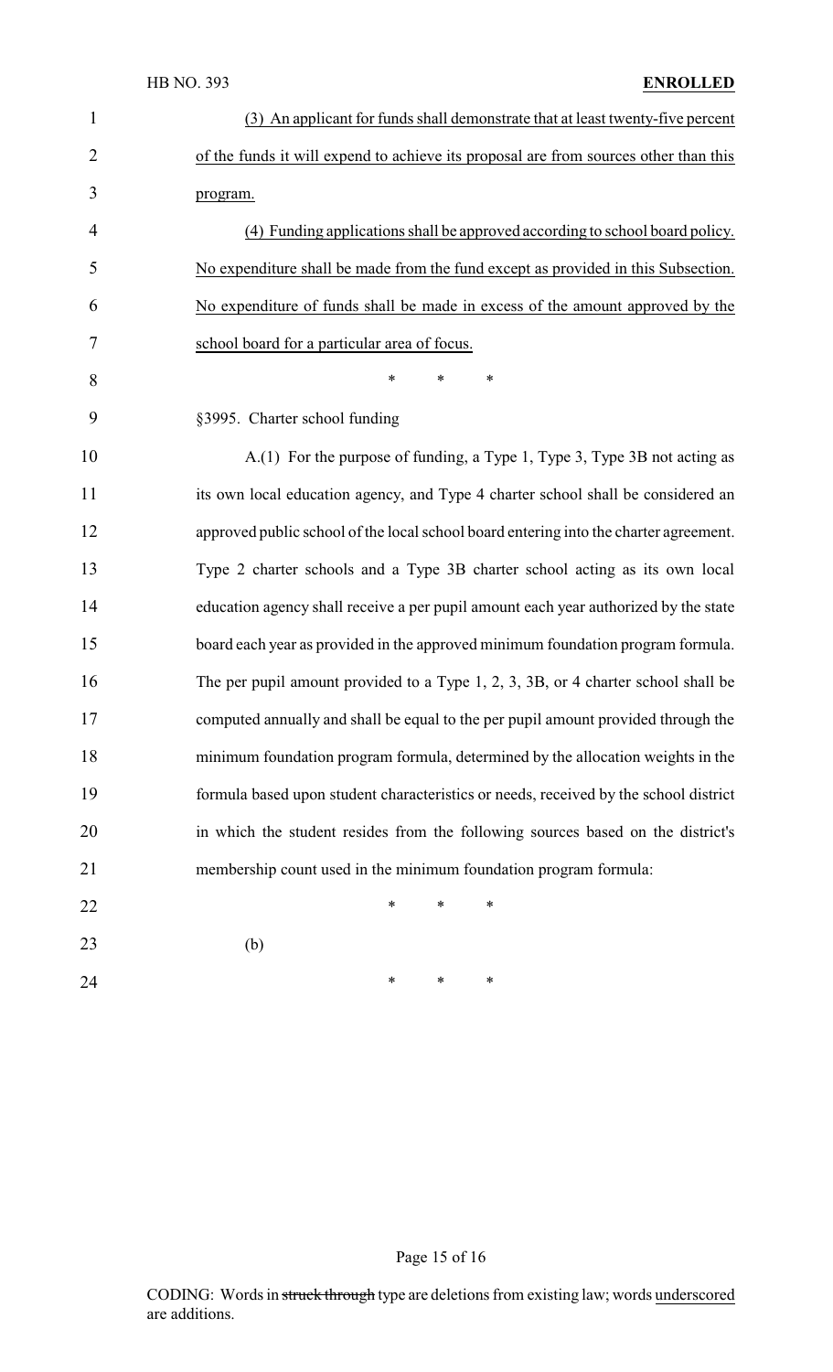(3) An applicant for funds shall demonstrate that at least twenty-five percent of the funds it will expend to achieve its proposal are from sources other than this program.

(4) Funding applications shall be approved according to school board policy. No expenditure shall be made from the fund except as provided in this Subsection. No expenditure of funds shall be made in excess of the amount approved by the school board for a particular area of focus.

\* \* \*

§3995. Charter school funding

A.(1) For the purpose of funding, a Type 1, Type 3, Type 3B not acting as its own local education agency, and Type 4 charter school shall be considered an approved public school of the local school board entering into the charter agreement. Type 2 charter schools and a Type 3B charter school acting as its own local education agency shall receive a per pupil amount each year authorized by the state board each year as provided in the approved minimum foundation program formula. The per pupil amount provided to a Type 1, 2, 3, 3B, or 4 charter school shall be computed annually and shall be equal to the per pupil amount provided through the minimum foundation program formula, determined by the allocation weights in the formula based upon student characteristics or needs, received by the school district in which the student resides from the following sources based on the district's membership count used in the minimum foundation program formula:

\* \* \*

(b)

\* \* \*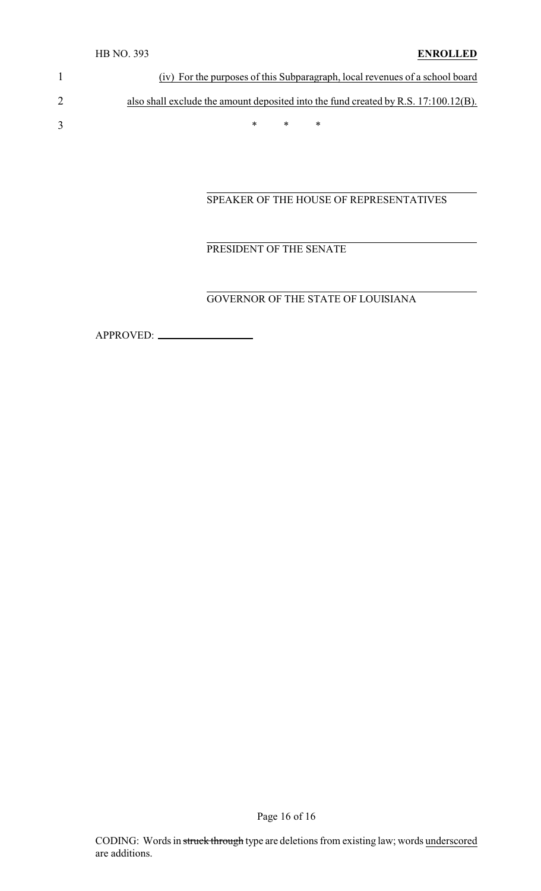(iv) For the purposes of this Subparagraph, local revenues of a school board also shall exclude the amount deposited into the fund created by R.S. 17:100.12(B).

\* \* \*

SPEAKER OF THE HOUSE OF REPRESENTATIVES

PRESIDENT OF THE SENATE

GOVERNOR OF THE STATE OF LOUISIANA

APPROVED: \_\_\_\_\_\_\_\_\_\_\_\_\_\_\_\_\_\_

CODING: Words in ~~struck through~~ type are deletions from existing law; words underscored are additions.